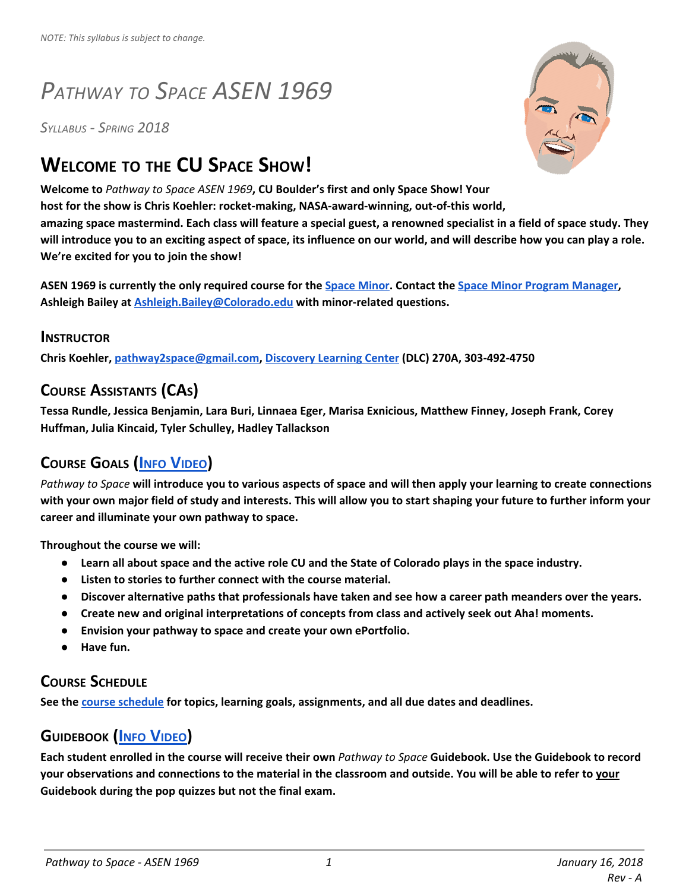*NOTE: This syllabus is subject to change.*

# *Pathway to Space ASEN 1969*

*Syllabus - Spring 2018*

## Welcome to the CU Space Show!

**Welcome to** ***Pathway to Space ASEN 1969*****, CU Boulder's first and only Space Show! Your host for the show is Chris Koehler: rocket-making, NASA-award-winning, out-of-this world, amazing space mastermind. Each class will feature a special guest, a renowned specialist in a field of space study. They will introduce you to an exciting aspect of space, its influence on our world, and will describe how you can play a role. We're excited for you to join the show!**

**ASEN 1969 is currently the only required course for the Space Minor. Contact the Space Minor Program Manager, Ashleigh Bailey at Ashleigh.Bailey@Colorado.edu with minor-related questions.**

### Instructor

**Chris Koehler, pathway2space@gmail.com, Discovery Learning Center (DLC) 270A, 303-492-4750**

### Course Assistants (CAs)

**Tessa Rundle, Jessica Benjamin, Lara Buri, Linnaea Eger, Marisa Exnicious, Matthew Finney, Joseph Frank, Corey Huffman, Julia Kincaid, Tyler Schulley, Hadley Tallackson**

### Course Goals (Info Video)

***Pathway to Space*** **will introduce you to various aspects of space and will then apply your learning to create connections with your own major field of study and interests. This will allow you to start shaping your future to further inform your career and illuminate your own pathway to space.**

**Throughout the course we will:**

- **Learn all about space and the active role CU and the State of Colorado plays in the space industry.**
- **Listen to stories to further connect with the course material.**
- **Discover alternative paths that professionals have taken and see how a career path meanders over the years.**
- **Create new and original interpretations of concepts from class and actively seek out Aha! moments.**
- **Envision your pathway to space and create your own ePortfolio.**
- **Have fun.**

### Course Schedule

**See the course schedule for topics, learning goals, assignments, and all due dates and deadlines.**

### Guidebook (Info Video)

**Each student enrolled in the course will receive their own** ***Pathway to Space*** **Guidebook. Use the Guidebook to record your observations and connections to the material in the classroom and outside. You will be able to refer to your Guidebook during the pop quizzes but not the final exam.**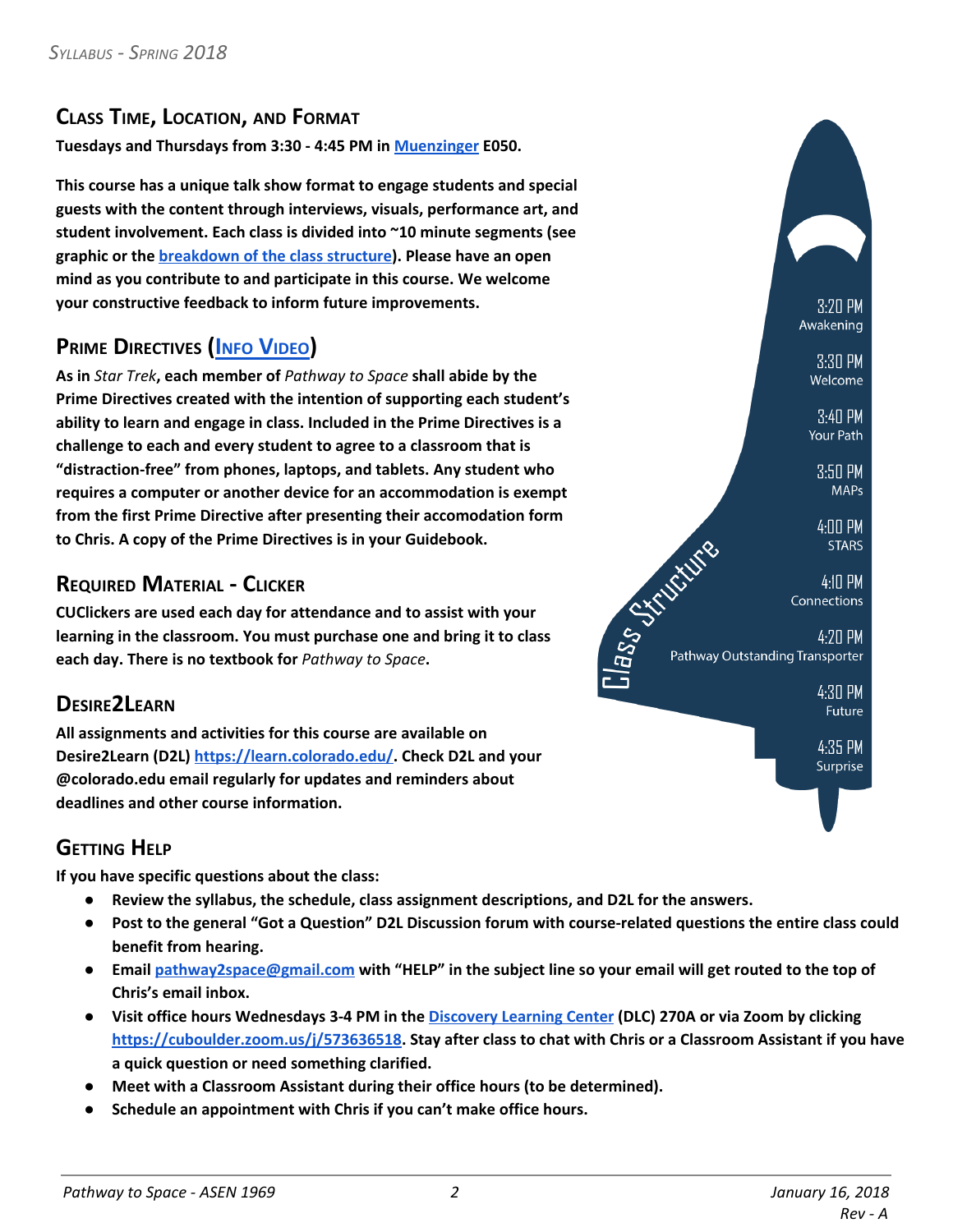## Class Time, Location, and Format

**Tuesdays and Thursdays from 3:30 - 4:45 PM in [Muenzinger](#) E050.**

**This course has a unique talk show format to engage students and special guests with the content through interviews, visuals, performance art, and student involvement. Each class is divided into ~10 minute segments (see graphic or the [breakdown of the class structure](#)). Please have an open mind as you contribute to and participate in this course. We welcome your constructive feedback to inform future improvements.**

**Class Structure**

- 3:20 PM Awakening
- 3:30 PM Welcome
- 3:40 PM Your Path
- 3:50 PM MAPs
- 4:00 PM STARS
- 4:10 PM Connections
- 4:20 PM Pathway Outstanding Transporter
- 4:30 PM Future
- 4:35 PM Surprise

## Prime Directives ([Info Video](#))

**As in *Star Trek*, each member of *Pathway to Space* shall abide by the Prime Directives created with the intention of supporting each student's ability to learn and engage in class. Included in the Prime Directives is a challenge to each and every student to agree to a classroom that is "distraction-free" from phones, laptops, and tablets. Any student who requires a computer or another device for an accommodation is exempt from the first Prime Directive after presenting their accomodation form to Chris. A copy of the Prime Directives is in your Guidebook.**

## Required Material - Clicker

**CUClickers are used each day for attendance and to assist with your learning in the classroom. You must purchase one and bring it to class each day. There is no textbook for *Pathway to Space*.**

## Desire2Learn

**All assignments and activities for this course are available on Desire2Learn (D2L) [https://learn.colorado.edu/](https://learn.colorado.edu/). Check D2L and your @colorado.edu email regularly for updates and reminders about deadlines and other course information.**

## Getting Help

**If you have specific questions about the class:**

- **Review the syllabus, the schedule, class assignment descriptions, and D2L for the answers.**
- **Post to the general "Got a Question" D2L Discussion forum with course-related questions the entire class could benefit from hearing.**
- **Email [pathway2space@gmail.com](mailto:pathway2space@gmail.com) with "HELP" in the subject line so your email will get routed to the top of Chris's email inbox.**
- **Visit office hours Wednesdays 3-4 PM in the [Discovery Learning Center](#) (DLC) 270A or via Zoom by clicking [https://cuboulder.zoom.us/j/573636518](https://cuboulder.zoom.us/j/573636518). Stay after class to chat with Chris or a Classroom Assistant if you have a quick question or need something clarified.**
- **Meet with a Classroom Assistant during their office hours (to be determined).**
- **Schedule an appointment with Chris if you can't make office hours.**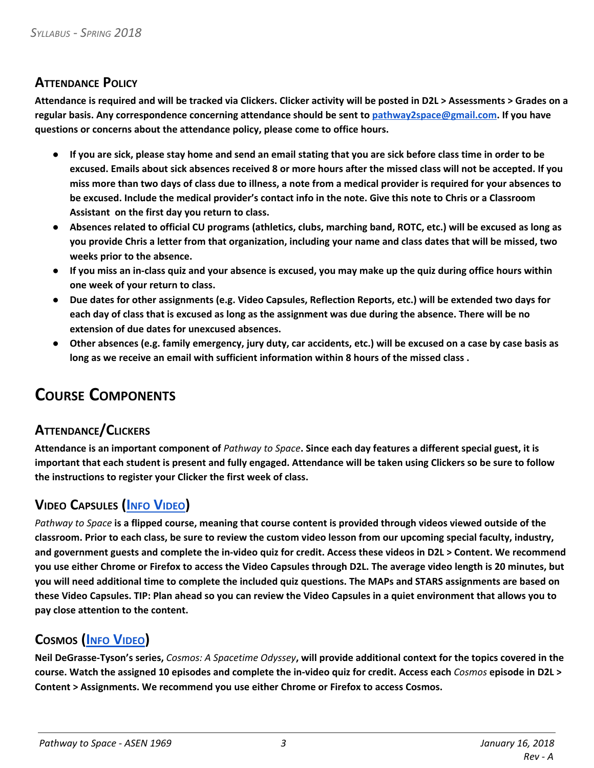## Attendance Policy

**Attendance is required and will be tracked via Clickers. Clicker activity will be posted in D2L > Assessments > Grades on a regular basis. Any correspondence concerning attendance should be sent to [pathway2space@gmail.com](mailto:pathway2space@gmail.com). If you have questions or concerns about the attendance policy, please come to office hours.**

- **If you are sick, please stay home and send an email stating that you are sick before class time in order to be excused. Emails about sick absences received 8 or more hours after the missed class will not be accepted. If you miss more than two days of class due to illness, a note from a medical provider is required for your absences to be excused. Include the medical provider's contact info in the note. Give this note to Chris or a Classroom Assistant on the first day you return to class.**
- **Absences related to official CU programs (athletics, clubs, marching band, ROTC, etc.) will be excused as long as you provide Chris a letter from that organization, including your name and class dates that will be missed, two weeks prior to the absence.**
- **If you miss an in-class quiz and your absence is excused, you may make up the quiz during office hours within one week of your return to class.**
- **Due dates for other assignments (e.g. Video Capsules, Reflection Reports, etc.) will be extended two days for each day of class that is excused as long as the assignment was due during the absence. There will be no extension of due dates for unexcused absences.**
- **Other absences (e.g. family emergency, jury duty, car accidents, etc.) will be excused on a case by case basis as long as we receive an email with sufficient information within 8 hours of the missed class .**

# Course Components

## Attendance/Clickers

**Attendance is an important component of *Pathway to Space*. Since each day features a different special guest, it is important that each student is present and fully engaged. Attendance will be taken using Clickers so be sure to follow the instructions to register your Clicker the first week of class.**

## Video Capsules (Info Video)

***Pathway to Space* is a flipped course, meaning that course content is provided through videos viewed outside of the classroom. Prior to each class, be sure to review the custom video lesson from our upcoming special faculty, industry, and government guests and complete the in-video quiz for credit. Access these videos in D2L > Content. We recommend you use either Chrome or Firefox to access the Video Capsules through D2L. The average video length is 20 minutes, but you will need additional time to complete the included quiz questions. The MAPs and STARS assignments are based on these Video Capsules. TIP: Plan ahead so you can review the Video Capsules in a quiet environment that allows you to pay close attention to the content.**

## Cosmos (Info Video)

**Neil DeGrasse-Tyson's series, *Cosmos: A Spacetime Odyssey*, will provide additional context for the topics covered in the course. Watch the assigned 10 episodes and complete the in-video quiz for credit. Access each *Cosmos* episode in D2L > Content > Assignments. We recommend you use either Chrome or Firefox to access Cosmos.**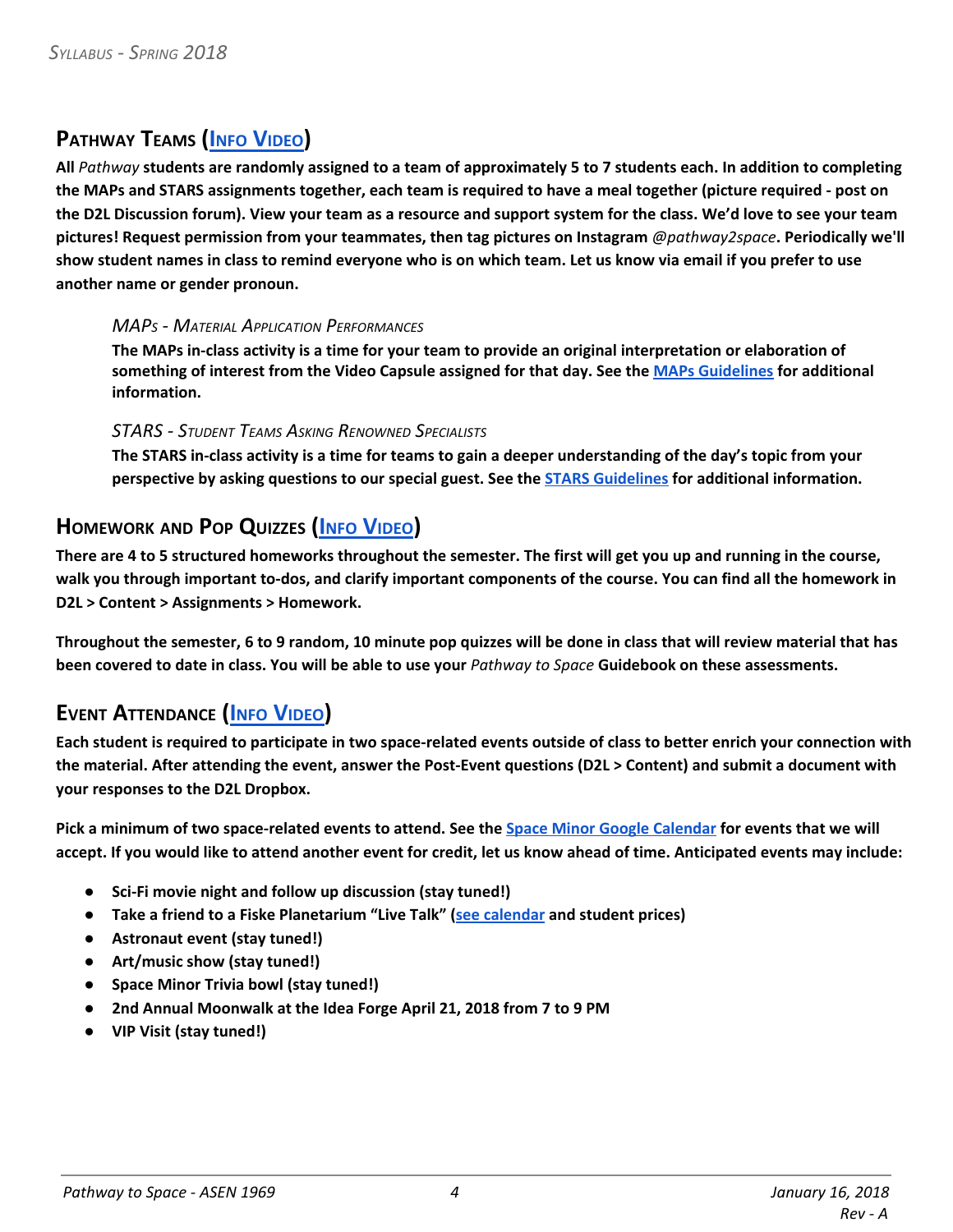## Pathway Teams (Info Video)

**All *Pathway* students are randomly assigned to a team of approximately 5 to 7 students each. In addition to completing the MAPs and STARS assignments together, each team is required to have a meal together (picture required - post on the D2L Discussion forum). View your team as a resource and support system for the class. We'd love to see your team pictures! Request permission from your teammates, then tag pictures on Instagram *@pathway2space*. Periodically we'll show student names in class to remind everyone who is on which team. Let us know via email if you prefer to use another name or gender pronoun.**

### *MAPs - Material Application Performances*

**The MAPs in-class activity is a time for your team to provide an original interpretation or elaboration of something of interest from the Video Capsule assigned for that day. See the MAPs Guidelines for additional information.**

### *STARS - Student Teams Asking Renowned Specialists*

**The STARS in-class activity is a time for teams to gain a deeper understanding of the day's topic from your perspective by asking questions to our special guest. See the STARS Guidelines for additional information.**

## Homework and Pop Quizzes (Info Video)

**There are 4 to 5 structured homeworks throughout the semester. The first will get you up and running in the course, walk you through important to-dos, and clarify important components of the course. You can find all the homework in D2L > Content > Assignments > Homework.**

**Throughout the semester, 6 to 9 random, 10 minute pop quizzes will be done in class that will review material that has been covered to date in class. You will be able to use your *Pathway to Space* Guidebook on these assessments.**

## Event Attendance (Info Video)

**Each student is required to participate in two space-related events outside of class to better enrich your connection with the material. After attending the event, answer the Post-Event questions (D2L > Content) and submit a document with your responses to the D2L Dropbox.**

**Pick a minimum of two space-related events to attend. See the Space Minor Google Calendar for events that we will accept. If you would like to attend another event for credit, let us know ahead of time. Anticipated events may include:**

- **Sci-Fi movie night and follow up discussion (stay tuned!)**
- **Take a friend to a Fiske Planetarium "Live Talk" (see calendar and student prices)**
- **Astronaut event (stay tuned!)**
- **Art/music show (stay tuned!)**
- **Space Minor Trivia bowl (stay tuned!)**
- **2nd Annual Moonwalk at the Idea Forge April 21, 2018 from 7 to 9 PM**
- **VIP Visit (stay tuned!)**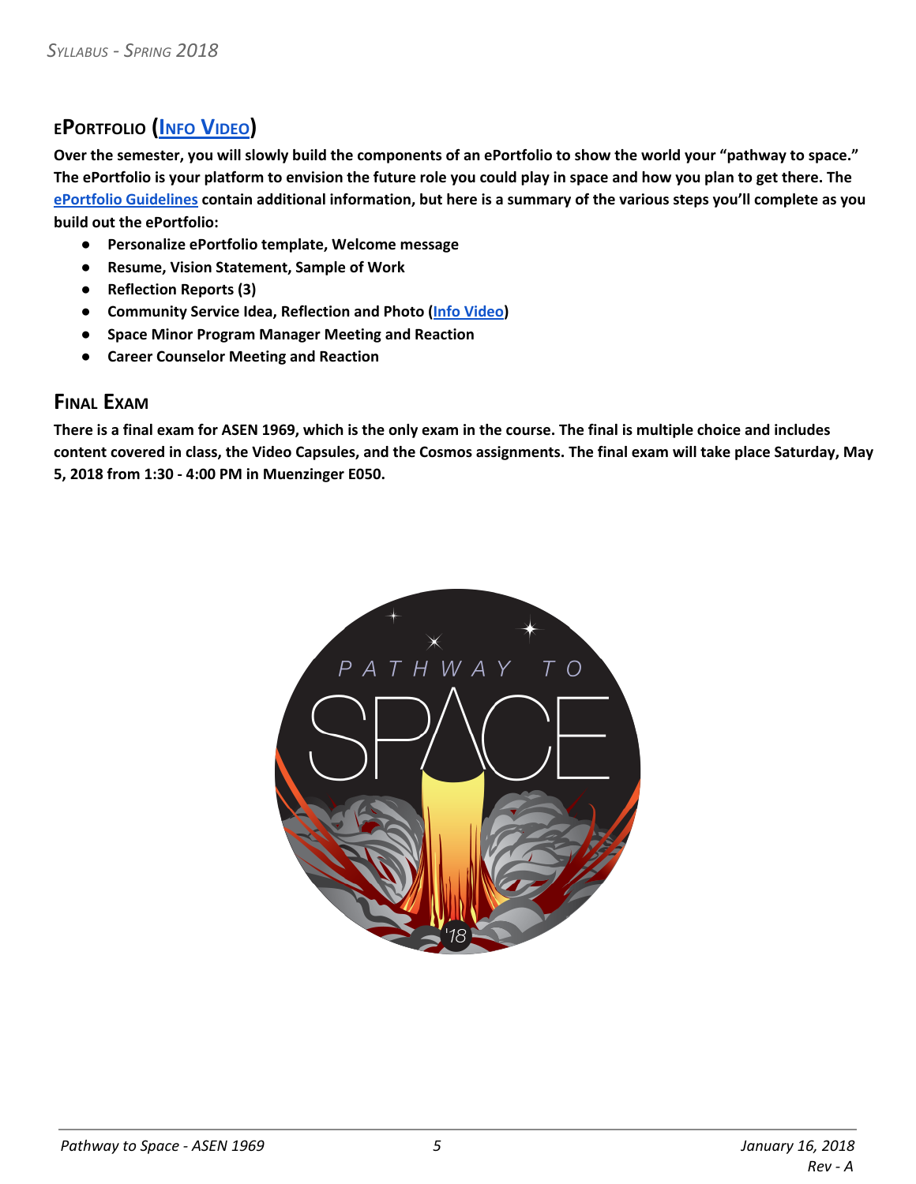## ePortfolio (Info Video)

**Over the semester, you will slowly build the components of an ePortfolio to show the world your "pathway to space." The ePortfolio is your platform to envision the future role you could play in space and how you plan to get there. The ePortfolio Guidelines contain additional information, but here is a summary of the various steps you'll complete as you build out the ePortfolio:**

- **Personalize ePortfolio template, Welcome message**
- **Resume, Vision Statement, Sample of Work**
- **Reflection Reports (3)**
- **Community Service Idea, Reflection and Photo (Info Video)**
- **Space Minor Program Manager Meeting and Reaction**
- **Career Counselor Meeting and Reaction**

## Final Exam

**There is a final exam for ASEN 1969, which is the only exam in the course. The final is multiple choice and includes content covered in class, the Video Capsules, and the Cosmos assignments. The final exam will take place Saturday, May 5, 2018 from 1:30 - 4:00 PM in Muenzinger E050.**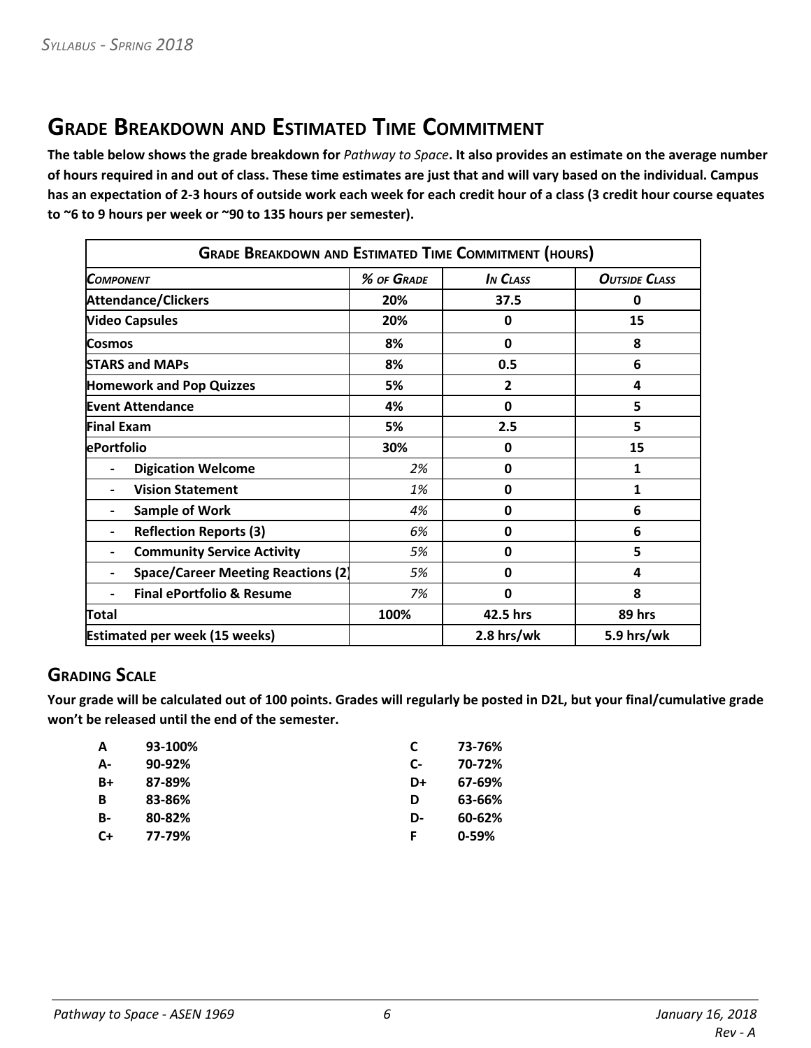## Grade Breakdown and Estimated Time Commitment

**The table below shows the grade breakdown for *Pathway to Space*. It also provides an estimate on the average number of hours required in and out of class. These time estimates are just that and will vary based on the individual. Campus has an expectation of 2-3 hours of outside work each week for each credit hour of a class (3 credit hour course equates to ~6 to 9 hours per week or ~90 to 135 hours per semester).**

| Grade Breakdown and Estimated Time Commitment (hours) | | | |
|---|---|---|---|
| *Component* | *% of Grade* | *In Class* | *Outside Class* |
| **Attendance/Clickers** | **20%** | **37.5** | **0** |
| **Video Capsules** | **20%** | **0** | **15** |
| **Cosmos** | **8%** | **0** | **8** |
| **STARS and MAPs** | **8%** | **0.5** | **6** |
| **Homework and Pop Quizzes** | **5%** | **2** | **4** |
| **Event Attendance** | **4%** | **0** | **5** |
| **Final Exam** | **5%** | **2.5** | **5** |
| **ePortfolio** | **30%** | **0** | **15** |
| - **Digication Welcome** | *2%* | **0** | **1** |
| - **Vision Statement** | *1%* | **0** | **1** |
| - **Sample of Work** | *4%* | **0** | **6** |
| - **Reflection Reports (3)** | *6%* | **0** | **6** |
| - **Community Service Activity** | *5%* | **0** | **5** |
| - **Space/Career Meeting Reactions (2)** | *5%* | **0** | **4** |
| - **Final ePortfolio & Resume** | *7%* | **0** | **8** |
| **Total** | **100%** | **42.5 hrs** | **89 hrs** |
| **Estimated per week (15 weeks)** | | **2.8 hrs/wk** | **5.9 hrs/wk** |

### Grading Scale

**Your grade will be calculated out of 100 points. Grades will regularly be posted in D2L, but your final/cumulative grade won't be released until the end of the semester.**

| | | | |
|---|---|---|---|
| **A** | **93-100%** | **C** | **73-76%** |
| **A-** | **90-92%** | **C-** | **70-72%** |
| **B+** | **87-89%** | **D+** | **67-69%** |
| **B** | **83-86%** | **D** | **63-66%** |
| **B-** | **80-82%** | **D-** | **60-62%** |
| **C+** | **77-79%** | **F** | **0-59%** |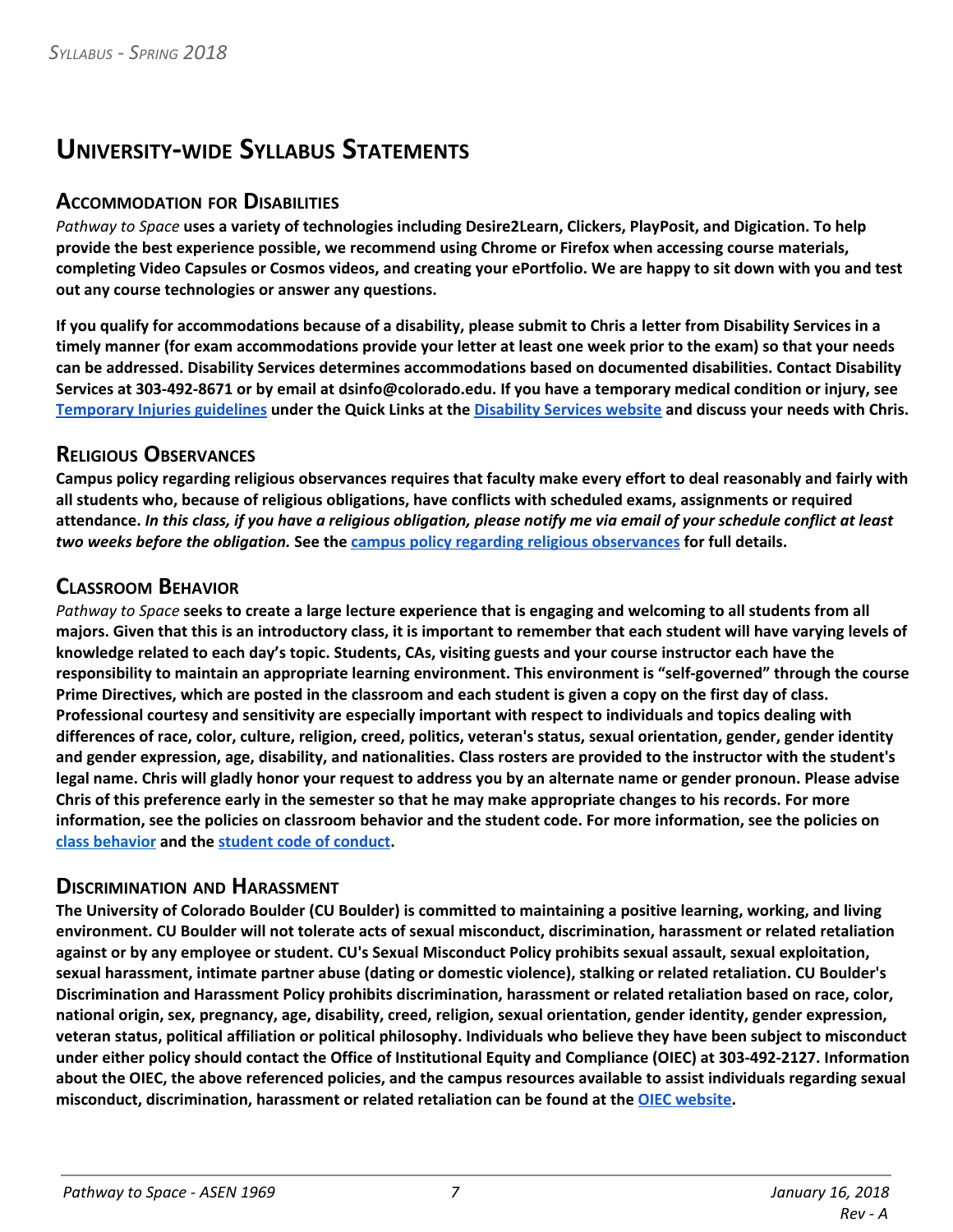# University-wide Syllabus Statements

## Accommodation for Disabilities

*Pathway to Space* **uses a variety of technologies including Desire2Learn, Clickers, PlayPosit, and Digication. To help provide the best experience possible, we recommend using Chrome or Firefox when accessing course materials, completing Video Capsules or Cosmos videos, and creating your ePortfolio. We are happy to sit down with you and test out any course technologies or answer any questions.**

**If you qualify for accommodations because of a disability, please submit to Chris a letter from Disability Services in a timely manner (for exam accommodations provide your letter at least one week prior to the exam) so that your needs can be addressed. Disability Services determines accommodations based on documented disabilities. Contact Disability Services at 303-492-8671 or by email at dsinfo@colorado.edu. If you have a temporary medical condition or injury, see [Temporary Injuries guidelines] under the Quick Links at the [Disability Services website] and discuss your needs with Chris.**

## Religious Observances

**Campus policy regarding religious observances requires that faculty make every effort to deal reasonably and fairly with all students who, because of religious obligations, have conflicts with scheduled exams, assignments or required attendance.** ***In this class, if you have a religious obligation, please notify me via email of your schedule conflict at least two weeks before the obligation.*** **See the [campus policy regarding religious observances] for full details.**

## Classroom Behavior

*Pathway to Space* **seeks to create a large lecture experience that is engaging and welcoming to all students from all majors. Given that this is an introductory class, it is important to remember that each student will have varying levels of knowledge related to each day's topic. Students, CAs, visiting guests and your course instructor each have the responsibility to maintain an appropriate learning environment. This environment is "self-governed" through the course Prime Directives, which are posted in the classroom and each student is given a copy on the first day of class. Professional courtesy and sensitivity are especially important with respect to individuals and topics dealing with differences of race, color, culture, religion, creed, politics, veteran's status, sexual orientation, gender, gender identity and gender expression, age, disability, and nationalities. Class rosters are provided to the instructor with the student's legal name. Chris will gladly honor your request to address you by an alternate name or gender pronoun. Please advise Chris of this preference early in the semester so that he may make appropriate changes to his records. For more information, see the policies on classroom behavior and the student code. For more information, see the policies on [class behavior] and the [student code of conduct].**

## Discrimination and Harassment

**The University of Colorado Boulder (CU Boulder) is committed to maintaining a positive learning, working, and living environment. CU Boulder will not tolerate acts of sexual misconduct, discrimination, harassment or related retaliation against or by any employee or student. CU's Sexual Misconduct Policy prohibits sexual assault, sexual exploitation, sexual harassment, intimate partner abuse (dating or domestic violence), stalking or related retaliation. CU Boulder's Discrimination and Harassment Policy prohibits discrimination, harassment or related retaliation based on race, color, national origin, sex, pregnancy, age, disability, creed, religion, sexual orientation, gender identity, gender expression, veteran status, political affiliation or political philosophy. Individuals who believe they have been subject to misconduct under either policy should contact the Office of Institutional Equity and Compliance (OIEC) at 303-492-2127. Information about the OIEC, the above referenced policies, and the campus resources available to assist individuals regarding sexual misconduct, discrimination, harassment or related retaliation can be found at the [OIEC website].**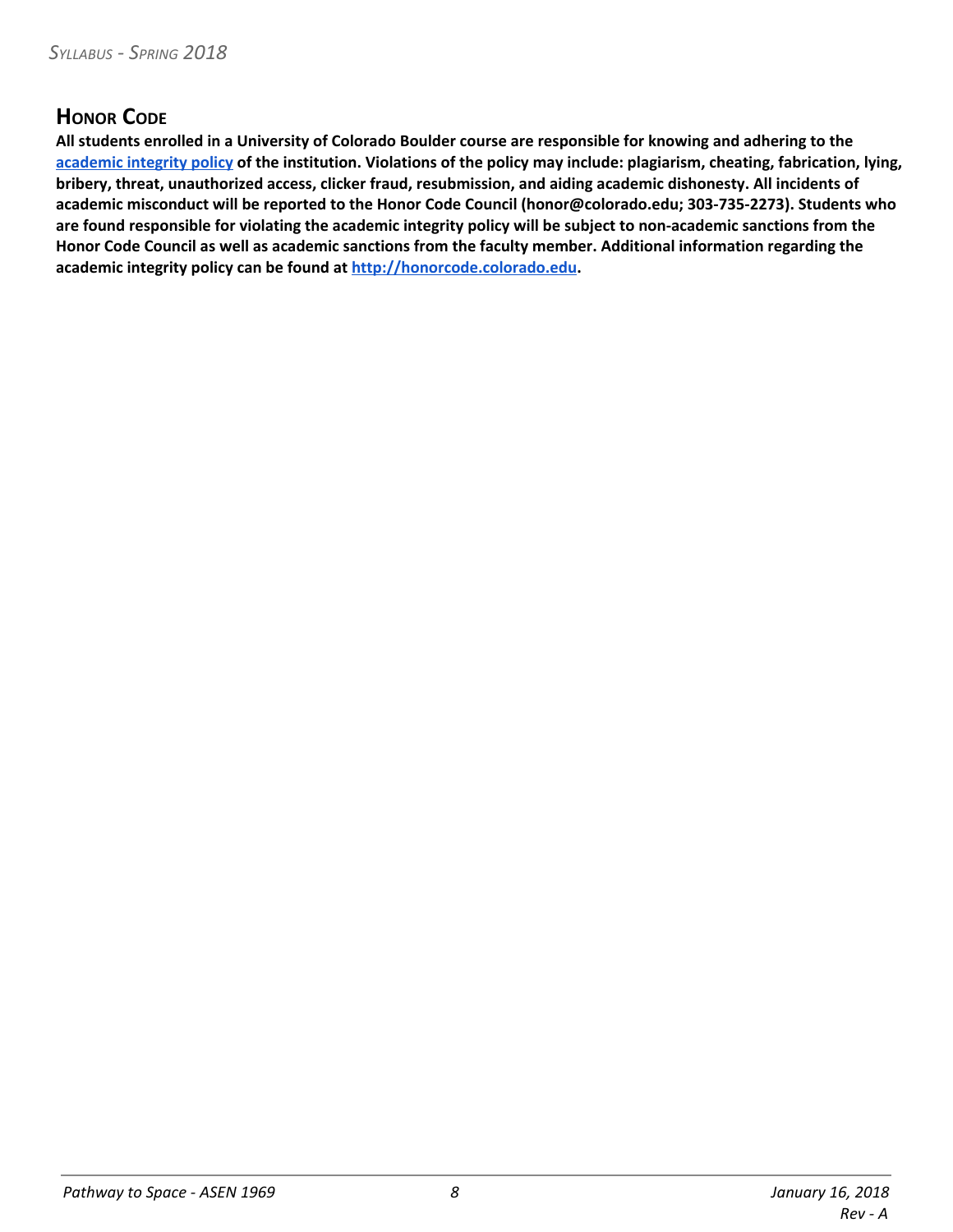## Honor Code

**All students enrolled in a University of Colorado Boulder course are responsible for knowing and adhering to the [academic integrity policy](academic integrity policy) of the institution. Violations of the policy may include: plagiarism, cheating, fabrication, lying, bribery, threat, unauthorized access, clicker fraud, resubmission, and aiding academic dishonesty. All incidents of academic misconduct will be reported to the Honor Code Council (honor@colorado.edu; 303-735-2273). Students who are found responsible for violating the academic integrity policy will be subject to non-academic sanctions from the Honor Code Council as well as academic sanctions from the faculty member. Additional information regarding the academic integrity policy can be found at [http://honorcode.colorado.edu](http://honorcode.colorado.edu).**